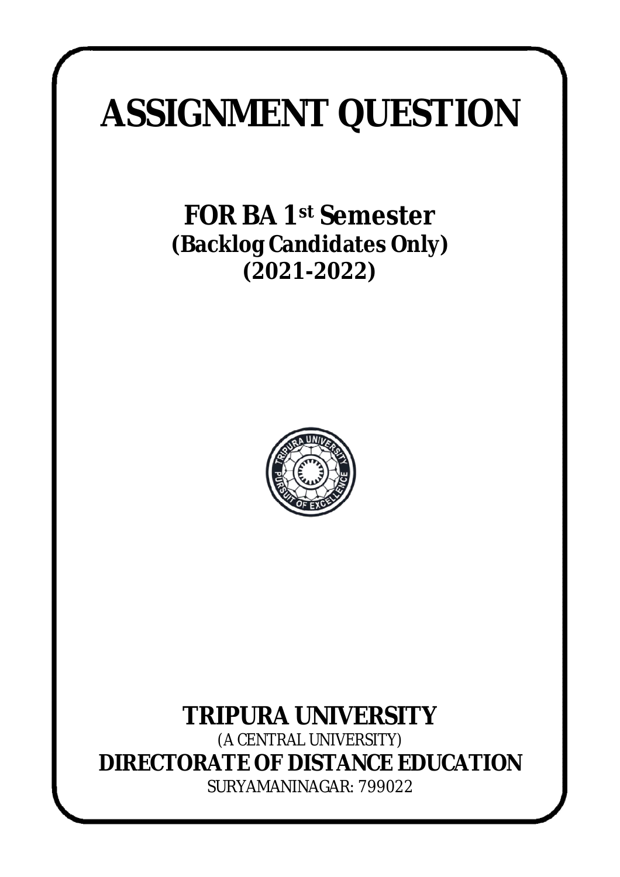# ASSIGNMENT QUESTION

## FOR BA 1st Semester

**(Backlog Candidates Only)**

**(2021-2022)**

## TRIPURA UNIVERSITY

(A CENTRAL UNIVERSITY)

## DIRECTORATE OF DISTANCE EDUCATION

SURYAMANINAGAR: 799022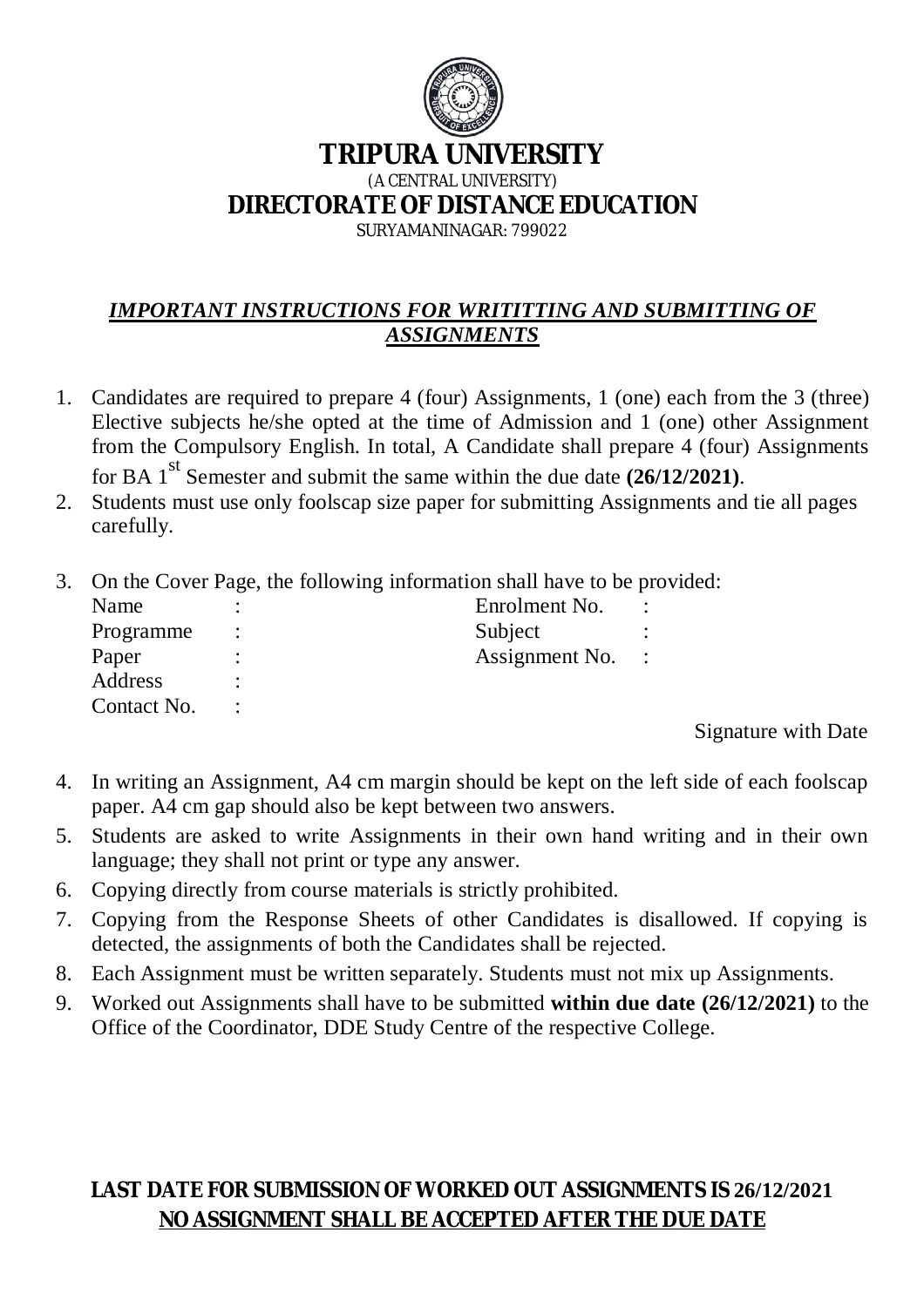# TRIPURA UNIVERSITY

(A CENTRAL UNIVERSITY)

## DIRECTORATE OF DISTANCE EDUCATION

SURYAMANINAGAR: 799022

***IMPORTANT INSTRUCTIONS FOR WRITITTING AND SUBMITTING OF ASSIGNMENTS***

1. Candidates are required to prepare 4 (four) Assignments, 1 (one) each from the 3 (three) Elective subjects he/she opted at the time of Admission and 1 (one) other Assignment from the Compulsory English. In total, A Candidate shall prepare 4 (four) Assignments for BA 1$^{st}$ Semester and submit the same within the due date **(26/12/2021)**.
2. Students must use only foolscap size paper for submitting Assignments and tie all pages carefully.
3. On the Cover Page, the following information shall have to be provided:

| | | | |
|---|---|---|---|
| Name | : | Enrolment No. | : |
| Programme | : | Subject | : |
| Paper | : | Assignment No. | : |
| Address | : | | |
| Contact No. | : | | |

Signature with Date

4. In writing an Assignment, A4 cm margin should be kept on the left side of each foolscap paper. A4 cm gap should also be kept between two answers.
5. Students are asked to write Assignments in their own hand writing and in their own language; they shall not print or type any answer.
6. Copying directly from course materials is strictly prohibited.
7. Copying from the Response Sheets of other Candidates is disallowed. If copying is detected, the assignments of both the Candidates shall be rejected.
8. Each Assignment must be written separately. Students must not mix up Assignments.
9. Worked out Assignments shall have to be submitted **within due date (26/12/2021)** to the Office of the Coordinator, DDE Study Centre of the respective College.

**LAST DATE FOR SUBMISSION OF WORKED OUT ASSIGNMENTS IS 26/12/2021**

**NO ASSIGNMENT SHALL BE ACCEPTED AFTER THE DUE DATE**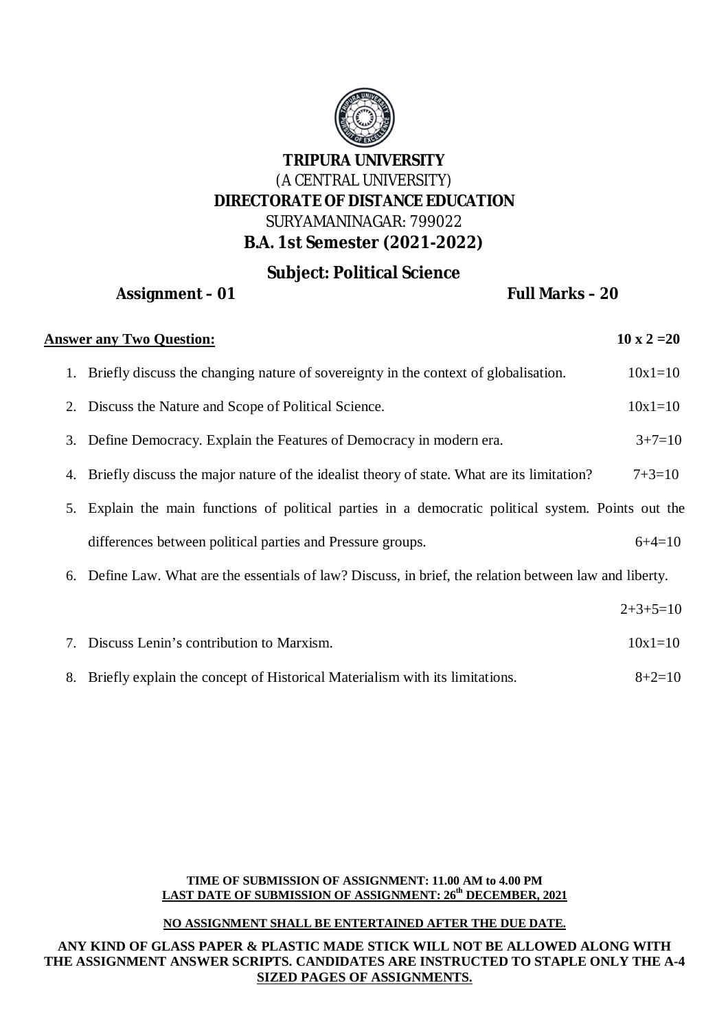# TRIPURA UNIVERSITY

(A CENTRAL UNIVERSITY)

**DIRECTORATE OF DISTANCE EDUCATION**

SURYAMANINAGAR: 799022

## B.A. 1st Semester (2021-2022)

### Subject: Political Science

**Assignment – 01** **Full Marks – 20**

**Answer any Two Question:** **10 x 2 =20**

1. Briefly discuss the changing nature of sovereignty in the context of globalisation. 10x1=10
2. Discuss the Nature and Scope of Political Science. 10x1=10
3. Define Democracy. Explain the Features of Democracy in modern era. 3+7=10
4. Briefly discuss the major nature of the idealist theory of state. What are its limitation? 7+3=10
5. Explain the main functions of political parties in a democratic political system. Points out the differences between political parties and Pressure groups. 6+4=10
6. Define Law. What are the essentials of law? Discuss, in brief, the relation between law and liberty. 2+3+5=10
7. Discuss Lenin's contribution to Marxism. 10x1=10
8. Briefly explain the concept of Historical Materialism with its limitations. 8+2=10

**TIME OF SUBMISSION OF ASSIGNMENT: 11.00 AM to 4.00 PM**

**LAST DATE OF SUBMISSION OF ASSIGNMENT: 26th DECEMBER, 2021**

**NO ASSIGNMENT SHALL BE ENTERTAINED AFTER THE DUE DATE.**

**ANY KIND OF GLASS PAPER & PLASTIC MADE STICK WILL NOT BE ALLOWED ALONG WITH THE ASSIGNMENT ANSWER SCRIPTS. CANDIDATES ARE INSTRUCTED TO STAPLE ONLY THE A-4 SIZED PAGES OF ASSIGNMENTS.**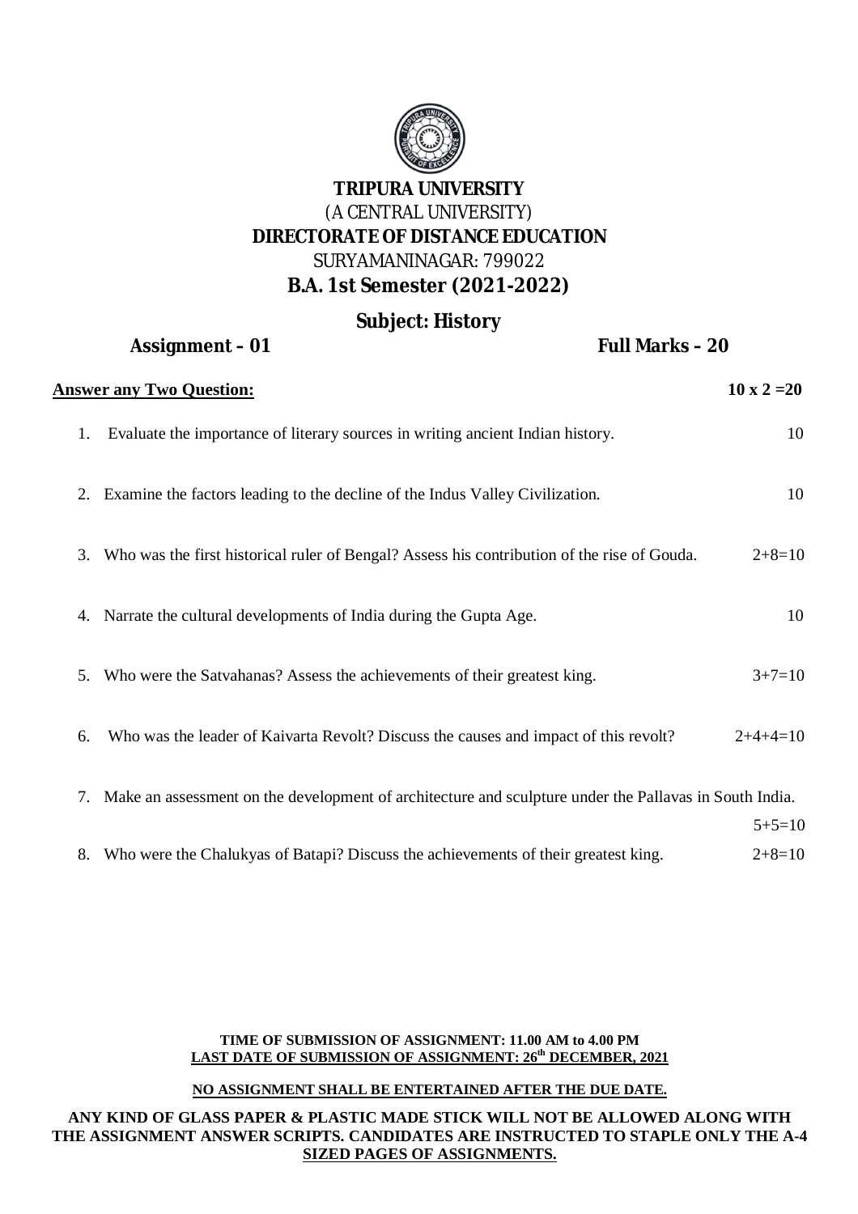# TRIPURA UNIVERSITY

(A CENTRAL UNIVERSITY)

**DIRECTORATE OF DISTANCE EDUCATION**

SURYAMANINAGAR: 799022

**B.A. 1st Semester (2021-2022)**

**Subject: History**

**Assignment – 01** **Full Marks – 20**

**Answer any Two Question:** **10 x 2 =20**

1. Evaluate the importance of literary sources in writing ancient Indian history. 10
2. Examine the factors leading to the decline of the Indus Valley Civilization. 10
3. Who was the first historical ruler of Bengal? Assess his contribution of the rise of Gouda. 2+8=10
4. Narrate the cultural developments of India during the Gupta Age. 10
5. Who were the Satvahanas? Assess the achievements of their greatest king. 3+7=10
6. Who was the leader of Kaivarta Revolt? Discuss the causes and impact of this revolt? 2+4+4=10
7. Make an assessment on the development of architecture and sculpture under the Pallavas in South India. 5+5=10
8. Who were the Chalukyas of Batapi? Discuss the achievements of their greatest king. 2+8=10

**TIME OF SUBMISSION OF ASSIGNMENT: 11.00 AM to 4.00 PM**

**LAST DATE OF SUBMISSION OF ASSIGNMENT: 26th DECEMBER, 2021**

**NO ASSIGNMENT SHALL BE ENTERTAINED AFTER THE DUE DATE.**

**ANY KIND OF GLASS PAPER & PLASTIC MADE STICK WILL NOT BE ALLOWED ALONG WITH THE ASSIGNMENT ANSWER SCRIPTS. CANDIDATES ARE INSTRUCTED TO STAPLE ONLY THE A-4 SIZED PAGES OF ASSIGNMENTS.**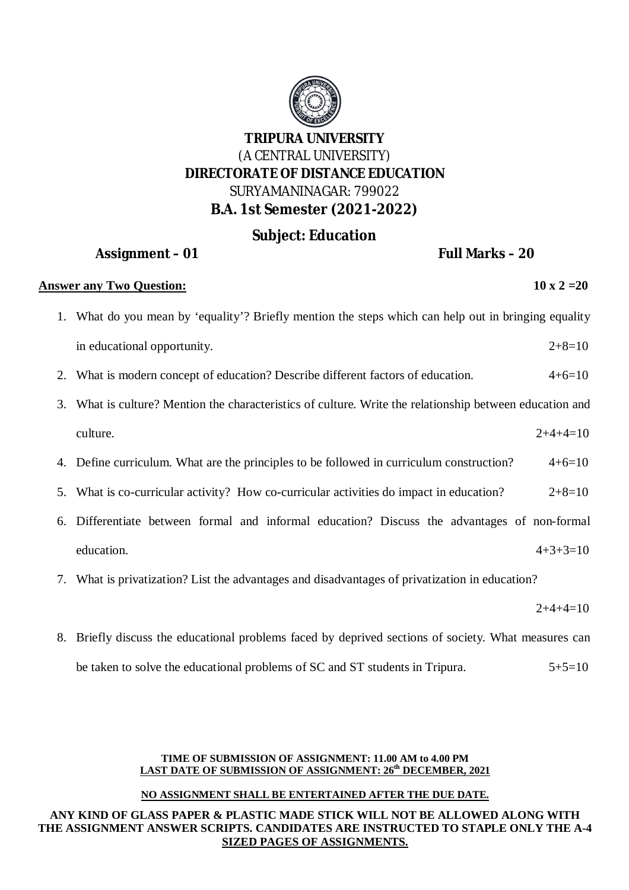# TRIPURA UNIVERSITY

(A CENTRAL UNIVERSITY)

**DIRECTORATE OF DISTANCE EDUCATION**

SURYAMANINAGAR: 799022

**B.A. 1st Semester (2021-2022)**

**Subject: Education**

**Assignment – 01** **Full Marks – 20**

**Answer any Two Question:** **10 x 2 =20**

1. What do you mean by 'equality'? Briefly mention the steps which can help out in bringing equality in educational opportunity. 2+8=10
2. What is modern concept of education? Describe different factors of education. 4+6=10
3. What is culture? Mention the characteristics of culture. Write the relationship between education and culture. 2+4+4=10
4. Define curriculum. What are the principles to be followed in curriculum construction? 4+6=10
5. What is co-curricular activity? How co-curricular activities do impact in education? 2+8=10
6. Differentiate between formal and informal education? Discuss the advantages of non-formal education. 4+3+3=10
7. What is privatization? List the advantages and disadvantages of privatization in education? 2+4+4=10
8. Briefly discuss the educational problems faced by deprived sections of society. What measures can be taken to solve the educational problems of SC and ST students in Tripura. 5+5=10

**TIME OF SUBMISSION OF ASSIGNMENT: 11.00 AM to 4.00 PM**

**LAST DATE OF SUBMISSION OF ASSIGNMENT: 26th DECEMBER, 2021**

**NO ASSIGNMENT SHALL BE ENTERTAINED AFTER THE DUE DATE.**

**ANY KIND OF GLASS PAPER & PLASTIC MADE STICK WILL NOT BE ALLOWED ALONG WITH THE ASSIGNMENT ANSWER SCRIPTS. CANDIDATES ARE INSTRUCTED TO STAPLE ONLY THE A-4 SIZED PAGES OF ASSIGNMENTS.**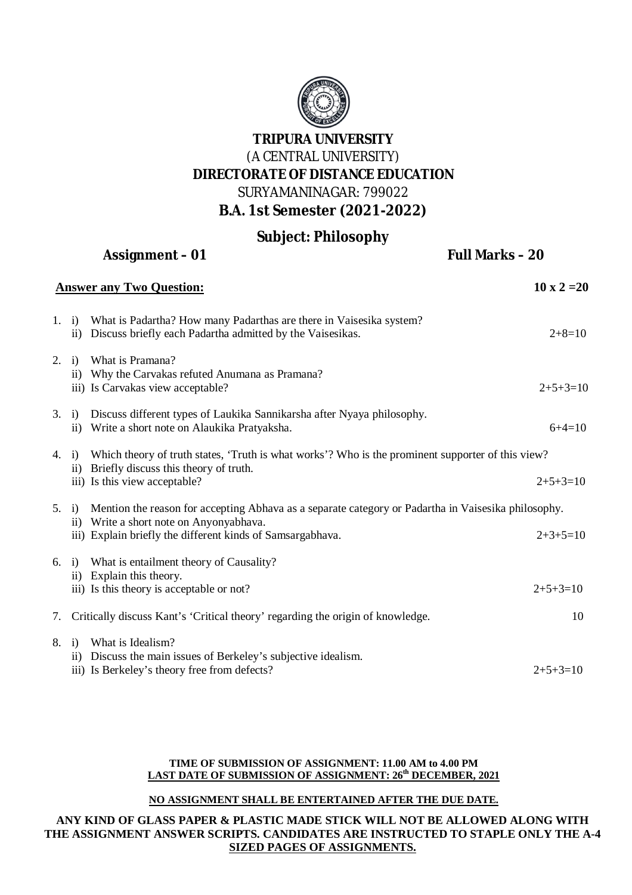# TRIPURA UNIVERSITY

(A CENTRAL UNIVERSITY)

**DIRECTORATE OF DISTANCE EDUCATION**

SURYAMANINAGAR: 799022

## B.A. 1st Semester (2021-2022)

## Subject: Philosophy

**Assignment – 01** **Full Marks – 20**

**Answer any Two Question:** **10 x 2 =20**

1. i) What is Padartha? How many Padarthas are there in Vaisesika system?
   ii) Discuss briefly each Padartha admitted by the Vaisesikas. 2+8=10

2. i) What is Pramana?
   ii) Why the Carvakas refuted Anumana as Pramana?
   iii) Is Carvakas view acceptable? 2+5+3=10

3. i) Discuss different types of Laukika Sannikarsha after Nyaya philosophy.
   ii) Write a short note on Alaukika Pratyaksha. 6+4=10

4. i) Which theory of truth states, 'Truth is what works'? Who is the prominent supporter of this view?
   ii) Briefly discuss this theory of truth.
   iii) Is this view acceptable? 2+5+3=10

5. i) Mention the reason for accepting Abhava as a separate category or Padartha in Vaisesika philosophy.
   ii) Write a short note on Anyonyabhava.
   iii) Explain briefly the different kinds of Samsargabhava. 2+3+5=10

6. i) What is entailment theory of Causality?
   ii) Explain this theory.
   iii) Is this theory is acceptable or not? 2+5+3=10

7. Critically discuss Kant's 'Critical theory' regarding the origin of knowledge. 10

8. i) What is Idealism?
   ii) Discuss the main issues of Berkeley's subjective idealism.
   iii) Is Berkeley's theory free from defects? 2+5+3=10

**TIME OF SUBMISSION OF ASSIGNMENT: 11.00 AM to 4.00 PM**

**LAST DATE OF SUBMISSION OF ASSIGNMENT: 26th DECEMBER, 2021**

**NO ASSIGNMENT SHALL BE ENTERTAINED AFTER THE DUE DATE.**

**ANY KIND OF GLASS PAPER & PLASTIC MADE STICK WILL NOT BE ALLOWED ALONG WITH THE ASSIGNMENT ANSWER SCRIPTS. CANDIDATES ARE INSTRUCTED TO STAPLE ONLY THE A-4 SIZED PAGES OF ASSIGNMENTS.**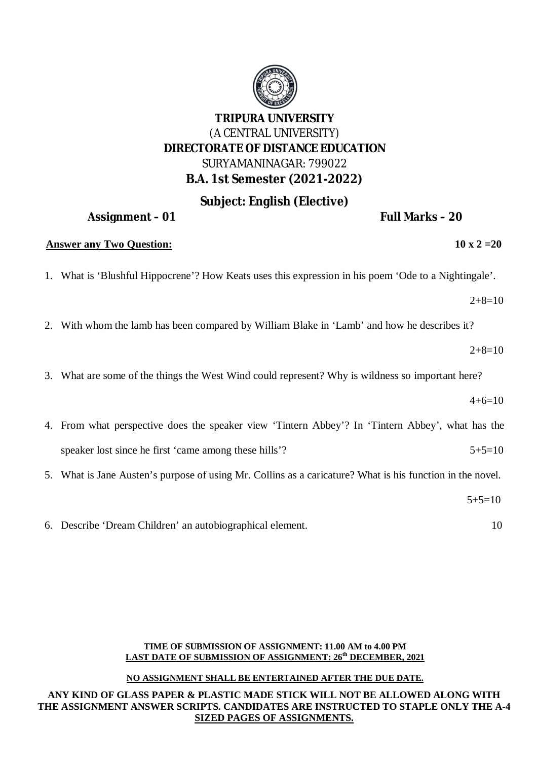**TRIPURA UNIVERSITY**

(A CENTRAL UNIVERSITY)

**DIRECTORATE OF DISTANCE EDUCATION**

SURYAMANINAGAR: 799022

**B.A. 1st Semester (2021-2022)**

**Subject: English (Elective)**

**Assignment – 01** **Full Marks – 20**

**<u>Answer any Two Question:</u>** **10 x 2 =20**

1. What is 'Blushful Hippocrene'? How Keats uses this expression in his poem 'Ode to a Nightingale'.

   2+8=10

2. With whom the lamb has been compared by William Blake in 'Lamb' and how he describes it?

   2+8=10

3. What are some of the things the West Wind could represent? Why is wildness so important here?

   4+6=10

4. From what perspective does the speaker view 'Tintern Abbey'? In 'Tintern Abbey', what has the speaker lost since he first 'came among these hills'? 5+5=10

5. What is Jane Austen's purpose of using Mr. Collins as a caricature? What is his function in the novel.

   5+5=10

6. Describe 'Dream Children' an autobiographical element. 10

**TIME OF SUBMISSION OF ASSIGNMENT: 11.00 AM to 4.00 PM**

**<u>LAST DATE OF SUBMISSION OF ASSIGNMENT: 26th DECEMBER, 2021</u>**

**<u>NO ASSIGNMENT SHALL BE ENTERTAINED AFTER THE DUE DATE.</u>**

**ANY KIND OF GLASS PAPER & PLASTIC MADE STICK WILL NOT BE ALLOWED ALONG WITH THE ASSIGNMENT ANSWER SCRIPTS. CANDIDATES ARE INSTRUCTED TO STAPLE ONLY THE A-4 <u>SIZED PAGES OF ASSIGNMENTS.</u>**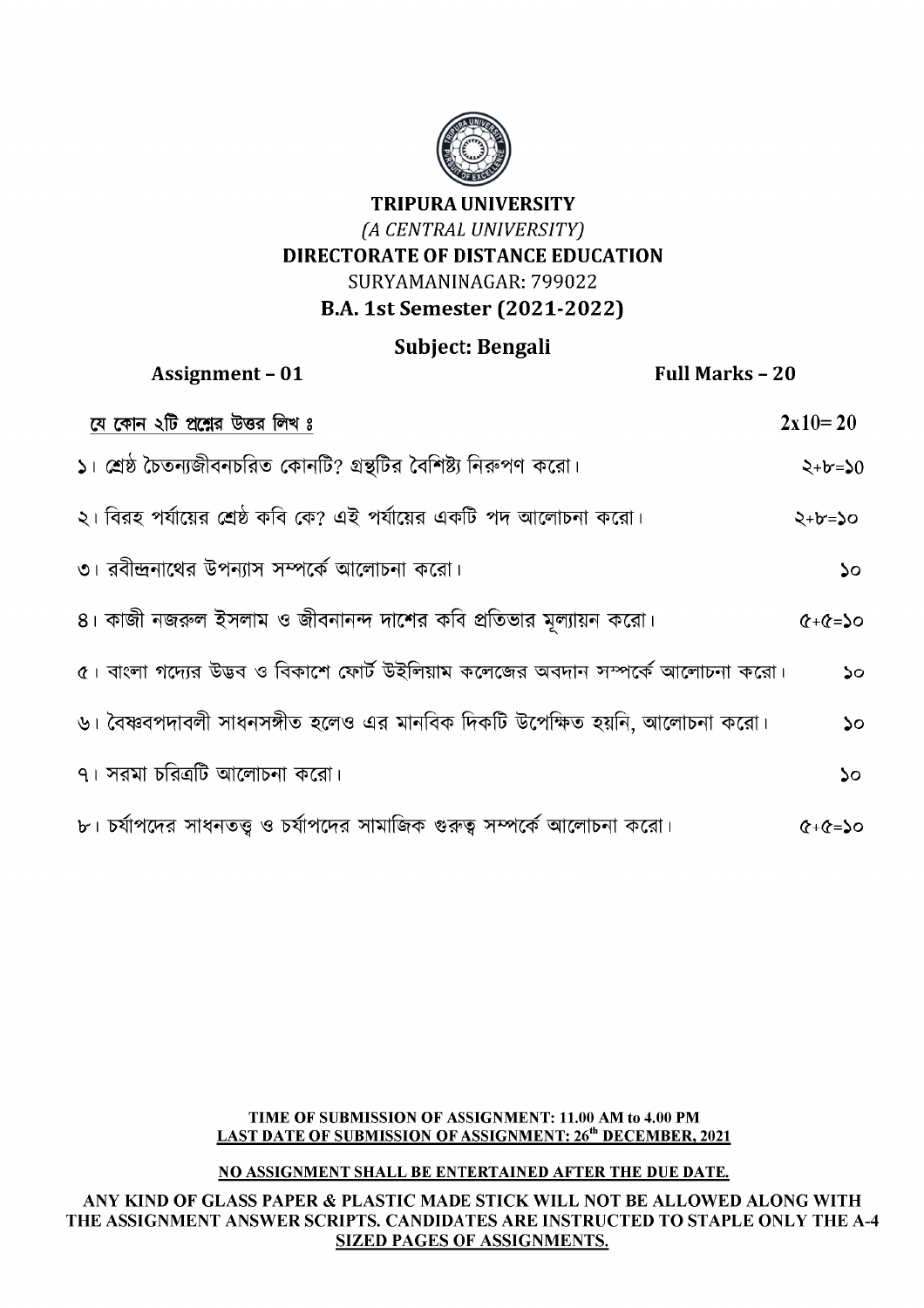**TRIPURA UNIVERSITY**

*(A CENTRAL UNIVERSITY)*

**DIRECTORATE OF DISTANCE EDUCATION**

SURYAMANINAGAR: 799022

**B.A. 1st Semester (2021-2022)**

**Subject: Bengali**

**Assignment – 01** **Full Marks – 20**

**<u>যে কোন ২টি প্রশ্নের উত্তর লিখ ঃ</u>** **2x10= 20**

১। শ্রেষ্ঠ চৈতন্যজীবনচরিত কোনটি? গ্রন্থটির বৈশিষ্ট্য নিরুপণ করো। ২+৮=১০

২। বিরহ পর্যায়ের শ্রেষ্ঠ কবি কে? এই পর্যায়ের একটি পদ আলোচনা করো। ২+৮=১০

৩। রবীন্দ্রনাথের উপন্যাস সম্পর্কে আলোচনা করো। ১০

৪। কাজী নজরুল ইসলাম ও জীবনানন্দ দাশের কবি প্রতিভার মূল্যায়ন করো। ৫+৫=১০

৫। বাংলা গদ্যের উদ্ভব ও বিকাশে ফোর্ট উইলিয়াম কলেজের অবদান সম্পর্কে আলোচনা করো। ১০

৬। বৈষ্ণবপদাবলী সাধনসঙ্গীত হলেও এর মানবিক দিকটি উপেক্ষিত হয়নি, আলোচনা করো। ১০

৭। সরমা চরিত্রটি আলোচনা করো। ১০

৮। চর্যাপদের সাধনতত্ত্ব ও চর্যাপদের সামাজিক গুরুত্ব সম্পর্কে আলোচনা করো। ৫+৫=১০

**TIME OF SUBMISSION OF ASSIGNMENT: 11.00 AM to 4.00 PM**

**<u>LAST DATE OF SUBMISSION OF ASSIGNMENT: 26th DECEMBER, 2021</u>**

**<u>NO ASSIGNMENT SHALL BE ENTERTAINED AFTER THE DUE DATE.</u>**

**ANY KIND OF GLASS PAPER & PLASTIC MADE STICK WILL NOT BE ALLOWED ALONG WITH THE ASSIGNMENT ANSWER SCRIPTS. CANDIDATES ARE INSTRUCTED TO STAPLE ONLY THE A-4 <u>SIZED PAGES OF ASSIGNMENTS.</u>**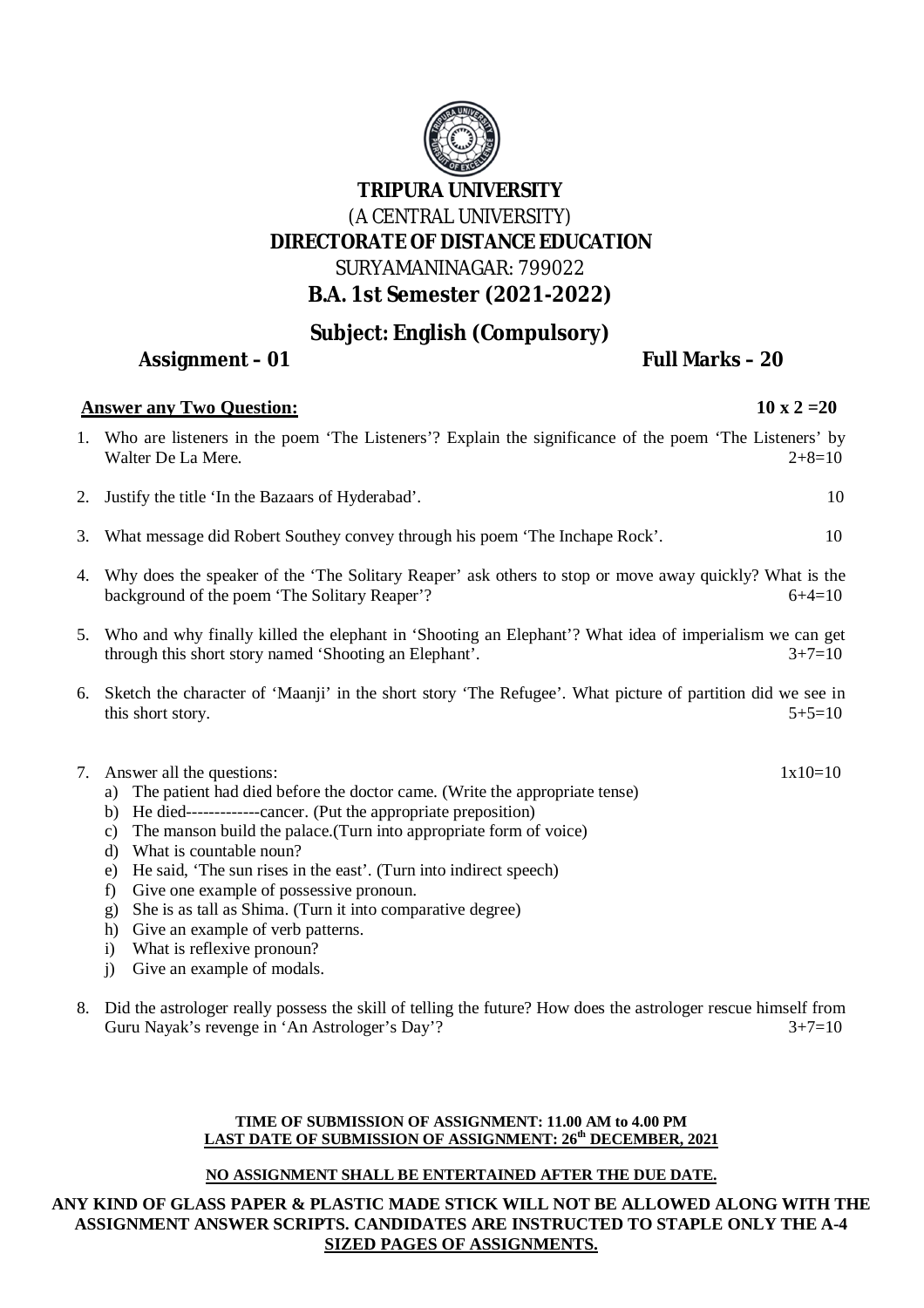# TRIPURA UNIVERSITY

(A CENTRAL UNIVERSITY)

**DIRECTORATE OF DISTANCE EDUCATION**

SURYAMANINAGAR: 799022

## B.A. 1st Semester (2021-2022)

## Subject: English (Compulsory)

**Assignment – 01** **Full Marks – 20**

**Answer any Two Question:** **10 x 2 =20**

1. Who are listeners in the poem 'The Listeners'? Explain the significance of the poem 'The Listeners' by Walter De La Mere. 2+8=10

2. Justify the title 'In the Bazaars of Hyderabad'. 10

3. What message did Robert Southey convey through his poem 'The Inchape Rock'. 10

4. Why does the speaker of the 'The Solitary Reaper' ask others to stop or move away quickly? What is the background of the poem 'The Solitary Reaper'? 6+4=10

5. Who and why finally killed the elephant in 'Shooting an Elephant'? What idea of imperialism we can get through this short story named 'Shooting an Elephant'. 3+7=10

6. Sketch the character of 'Maanji' in the short story 'The Refugee'. What picture of partition did we see in this short story. 5+5=10

7. Answer all the questions: 1x10=10
   a) The patient had died before the doctor came. (Write the appropriate tense)
   b) He died-------------cancer. (Put the appropriate preposition)
   c) The manson build the palace.(Turn into appropriate form of voice)
   d) What is countable noun?
   e) He said, 'The sun rises in the east'. (Turn into indirect speech)
   f) Give one example of possessive pronoun.
   g) She is as tall as Shima. (Turn it into comparative degree)
   h) Give an example of verb patterns.
   i) What is reflexive pronoun?
   j) Give an example of modals.

8. Did the astrologer really possess the skill of telling the future? How does the astrologer rescue himself from Guru Nayak's revenge in 'An Astrologer's Day'? 3+7=10

**TIME OF SUBMISSION OF ASSIGNMENT: 11.00 AM to 4.00 PM**

**LAST DATE OF SUBMISSION OF ASSIGNMENT: 26th DECEMBER, 2021**

**NO ASSIGNMENT SHALL BE ENTERTAINED AFTER THE DUE DATE.**

**ANY KIND OF GLASS PAPER & PLASTIC MADE STICK WILL NOT BE ALLOWED ALONG WITH THE ASSIGNMENT ANSWER SCRIPTS. CANDIDATES ARE INSTRUCTED TO STAPLE ONLY THE A-4 SIZED PAGES OF ASSIGNMENTS.**